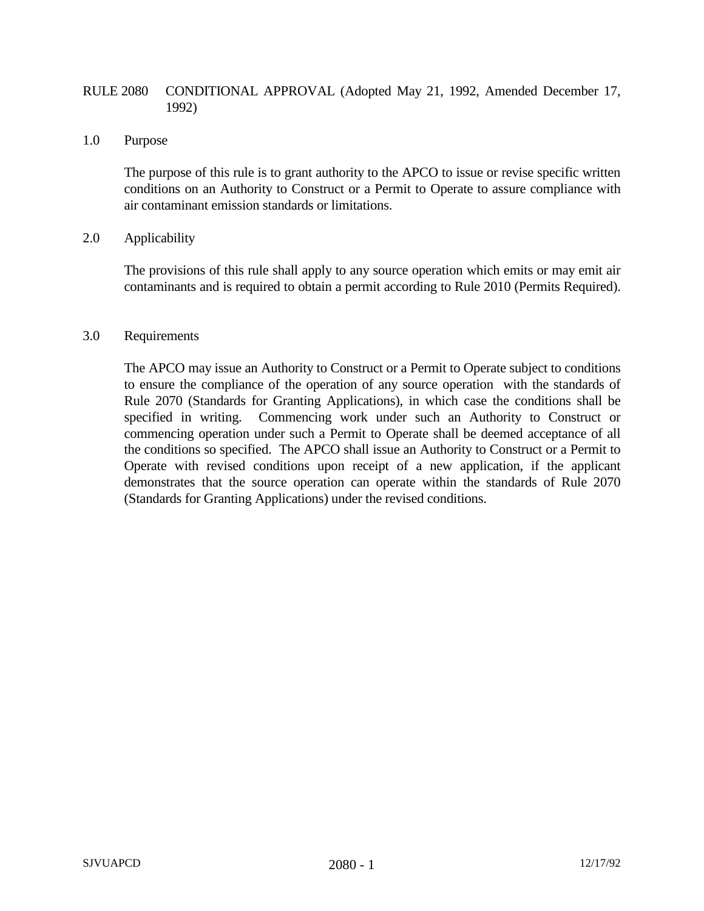# RULE 2080 CONDITIONAL APPROVAL (Adopted May 21, 1992, Amended December 17, 1992)

## 1.0 Purpose

The purpose of this rule is to grant authority to the APCO to issue or revise specific written conditions on an Authority to Construct or a Permit to Operate to assure compliance with air contaminant emission standards or limitations.

## 2.0 Applicability

The provisions of this rule shall apply to any source operation which emits or may emit air contaminants and is required to obtain a permit according to Rule 2010 (Permits Required).

## 3.0 Requirements

The APCO may issue an Authority to Construct or a Permit to Operate subject to conditions to ensure the compliance of the operation of any source operation with the standards of Rule 2070 (Standards for Granting Applications), in which case the conditions shall be specified in writing. Commencing work under such an Authority to Construct or commencing operation under such a Permit to Operate shall be deemed acceptance of all the conditions so specified. The APCO shall issue an Authority to Construct or a Permit to Operate with revised conditions upon receipt of a new application, if the applicant demonstrates that the source operation can operate within the standards of Rule 2070 (Standards for Granting Applications) under the revised conditions.